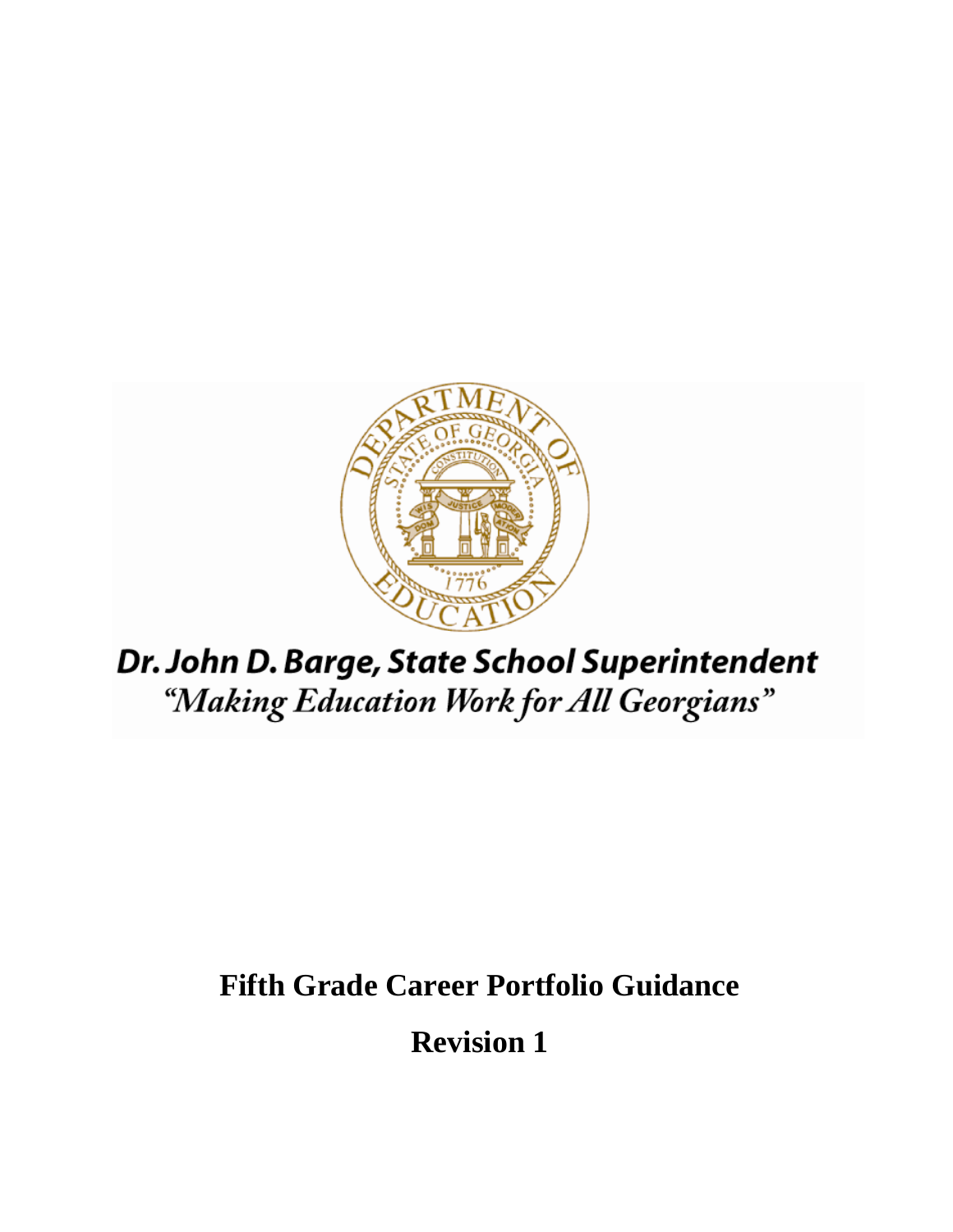Dr. John D. Barge, State School Superintendent

*"Making Education Work for All Georgians"*

# Fifth Grade Career Portfolio Guidance

## Revision 1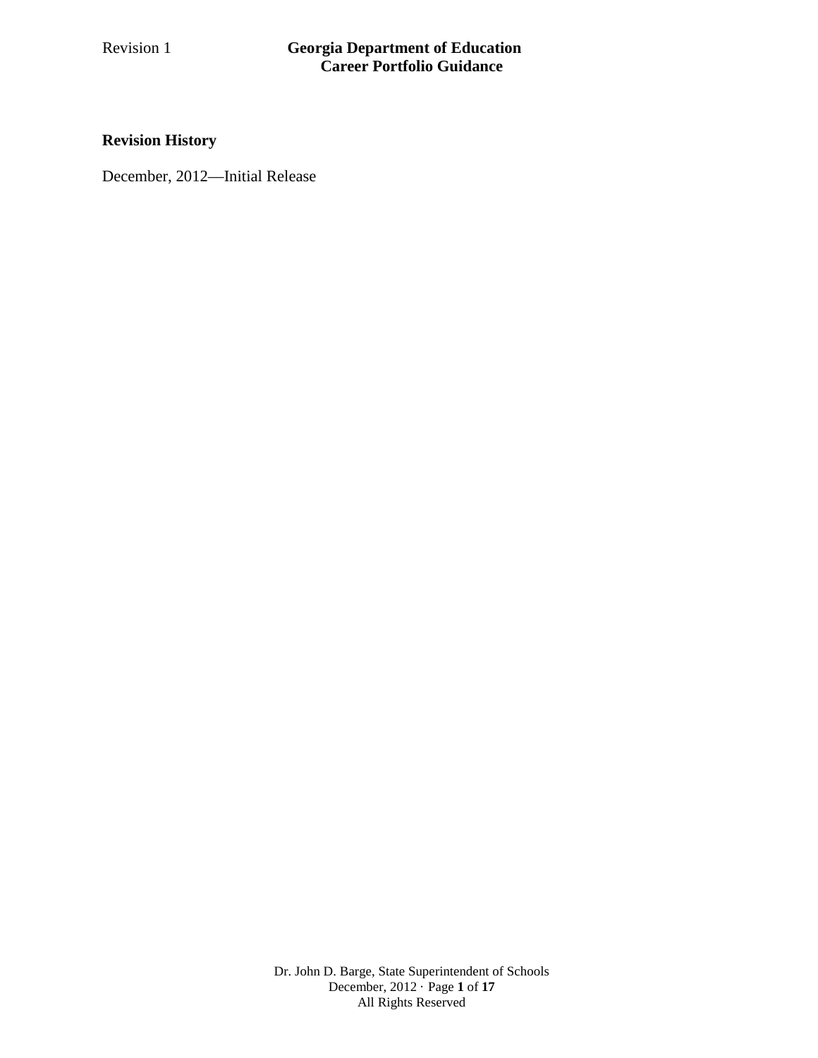**Revision History**

December, 2012—Initial Release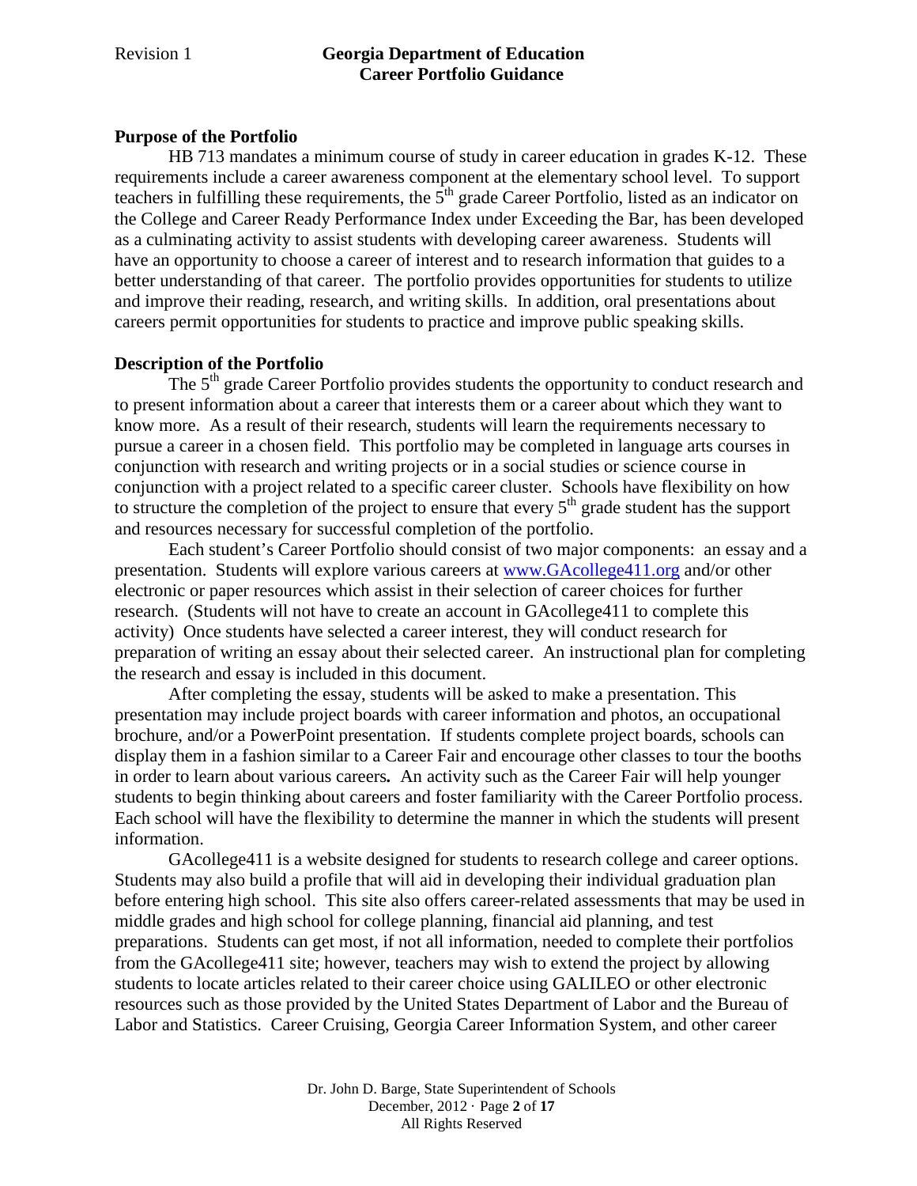## Purpose of the Portfolio

HB 713 mandates a minimum course of study in career education in grades K-12. These requirements include a career awareness component at the elementary school level. To support teachers in fulfilling these requirements, the 5th grade Career Portfolio, listed as an indicator on the College and Career Ready Performance Index under Exceeding the Bar, has been developed as a culminating activity to assist students with developing career awareness. Students will have an opportunity to choose a career of interest and to research information that guides to a better understanding of that career. The portfolio provides opportunities for students to utilize and improve their reading, research, and writing skills. In addition, oral presentations about careers permit opportunities for students to practice and improve public speaking skills.

## Description of the Portfolio

The 5th grade Career Portfolio provides students the opportunity to conduct research and to present information about a career that interests them or a career about which they want to know more. As a result of their research, students will learn the requirements necessary to pursue a career in a chosen field. This portfolio may be completed in language arts courses in conjunction with research and writing projects or in a social studies or science course in conjunction with a project related to a specific career cluster. Schools have flexibility on how to structure the completion of the project to ensure that every 5th grade student has the support and resources necessary for successful completion of the portfolio.

Each student's Career Portfolio should consist of two major components: an essay and a presentation. Students will explore various careers at www.GAcollege411.org and/or other electronic or paper resources which assist in their selection of career choices for further research. (Students will not have to create an account in GAcollege411 to complete this activity) Once students have selected a career interest, they will conduct research for preparation of writing an essay about their selected career. An instructional plan for completing the research and essay is included in this document.

After completing the essay, students will be asked to make a presentation. This presentation may include project boards with career information and photos, an occupational brochure, and/or a PowerPoint presentation. If students complete project boards, schools can display them in a fashion similar to a Career Fair and encourage other classes to tour the booths in order to learn about various careers**.** An activity such as the Career Fair will help younger students to begin thinking about careers and foster familiarity with the Career Portfolio process. Each school will have the flexibility to determine the manner in which the students will present information.

GAcollege411 is a website designed for students to research college and career options. Students may also build a profile that will aid in developing their individual graduation plan before entering high school. This site also offers career-related assessments that may be used in middle grades and high school for college planning, financial aid planning, and test preparations. Students can get most, if not all information, needed to complete their portfolios from the GAcollege411 site; however, teachers may wish to extend the project by allowing students to locate articles related to their career choice using GALILEO or other electronic resources such as those provided by the United States Department of Labor and the Bureau of Labor and Statistics. Career Cruising, Georgia Career Information System, and other career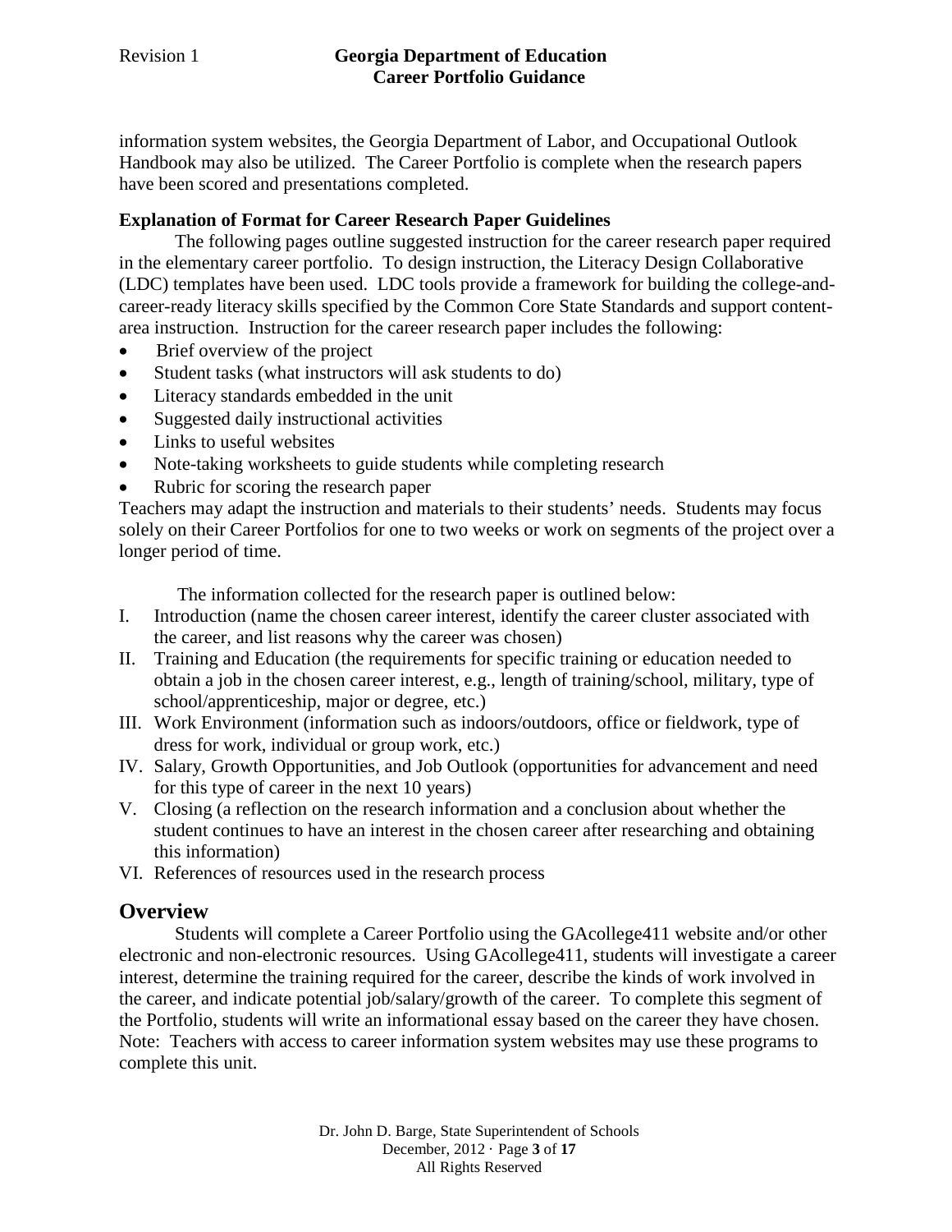information system websites, the Georgia Department of Labor, and Occupational Outlook Handbook may also be utilized. The Career Portfolio is complete when the research papers have been scored and presentations completed.

**Explanation of Format for Career Research Paper Guidelines**

The following pages outline suggested instruction for the career research paper required in the elementary career portfolio. To design instruction, the Literacy Design Collaborative (LDC) templates have been used. LDC tools provide a framework for building the college-and-career-ready literacy skills specified by the Common Core State Standards and support content-area instruction. Instruction for the career research paper includes the following:

- Brief overview of the project
- Student tasks (what instructors will ask students to do)
- Literacy standards embedded in the unit
- Suggested daily instructional activities
- Links to useful websites
- Note-taking worksheets to guide students while completing research
- Rubric for scoring the research paper

Teachers may adapt the instruction and materials to their students' needs. Students may focus solely on their Career Portfolios for one to two weeks or work on segments of the project over a longer period of time.

The information collected for the research paper is outlined below:

I. Introduction (name the chosen career interest, identify the career cluster associated with the career, and list reasons why the career was chosen)
II. Training and Education (the requirements for specific training or education needed to obtain a job in the chosen career interest, e.g., length of training/school, military, type of school/apprenticeship, major or degree, etc.)
III. Work Environment (information such as indoors/outdoors, office or fieldwork, type of dress for work, individual or group work, etc.)
IV. Salary, Growth Opportunities, and Job Outlook (opportunities for advancement and need for this type of career in the next 10 years)
V. Closing (a reflection on the research information and a conclusion about whether the student continues to have an interest in the chosen career after researching and obtaining this information)
VI. References of resources used in the research process

## Overview

Students will complete a Career Portfolio using the GAcollege411 website and/or other electronic and non-electronic resources. Using GAcollege411, students will investigate a career interest, determine the training required for the career, describe the kinds of work involved in the career, and indicate potential job/salary/growth of the career. To complete this segment of the Portfolio, students will write an informational essay based on the career they have chosen. Note: Teachers with access to career information system websites may use these programs to complete this unit.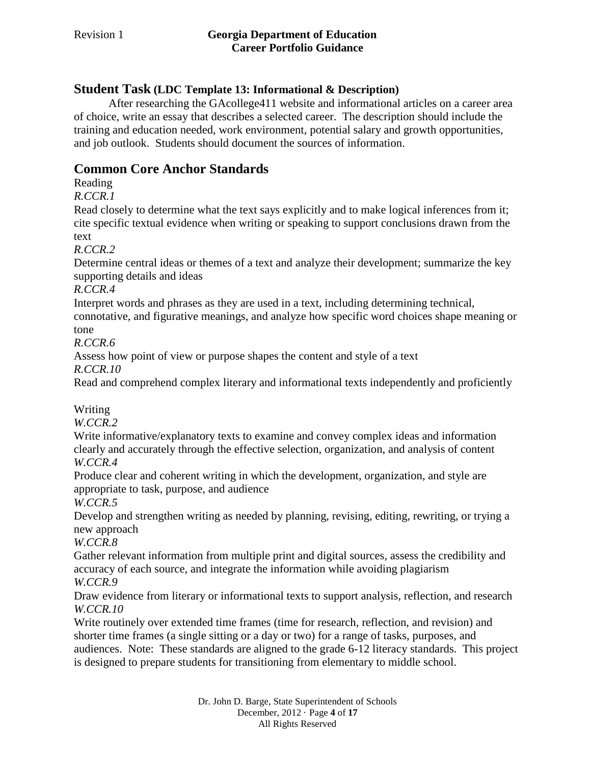## Student Task (LDC Template 13: Informational & Description)

After researching the GAcollege411 website and informational articles on a career area of choice, write an essay that describes a selected career. The description should include the training and education needed, work environment, potential salary and growth opportunities, and job outlook. Students should document the sources of information.

## Common Core Anchor Standards

Reading

*R.CCR.1*

Read closely to determine what the text says explicitly and to make logical inferences from it; cite specific textual evidence when writing or speaking to support conclusions drawn from the text

*R.CCR.2*

Determine central ideas or themes of a text and analyze their development; summarize the key supporting details and ideas

*R.CCR.4*

Interpret words and phrases as they are used in a text, including determining technical, connotative, and figurative meanings, and analyze how specific word choices shape meaning or tone

*R.CCR.6*

Assess how point of view or purpose shapes the content and style of a text

*R.CCR.10*

Read and comprehend complex literary and informational texts independently and proficiently

Writing

*W.CCR.2*

Write informative/explanatory texts to examine and convey complex ideas and information clearly and accurately through the effective selection, organization, and analysis of content

*W.CCR.4*

Produce clear and coherent writing in which the development, organization, and style are appropriate to task, purpose, and audience

*W.CCR.5*

Develop and strengthen writing as needed by planning, revising, editing, rewriting, or trying a new approach

*W.CCR.8*

Gather relevant information from multiple print and digital sources, assess the credibility and accuracy of each source, and integrate the information while avoiding plagiarism

*W.CCR.9*

Draw evidence from literary or informational texts to support analysis, reflection, and research

*W.CCR.10*

Write routinely over extended time frames (time for research, reflection, and revision) and shorter time frames (a single sitting or a day or two) for a range of tasks, purposes, and audiences. Note: These standards are aligned to the grade 6-12 literacy standards. This project is designed to prepare students for transitioning from elementary to middle school.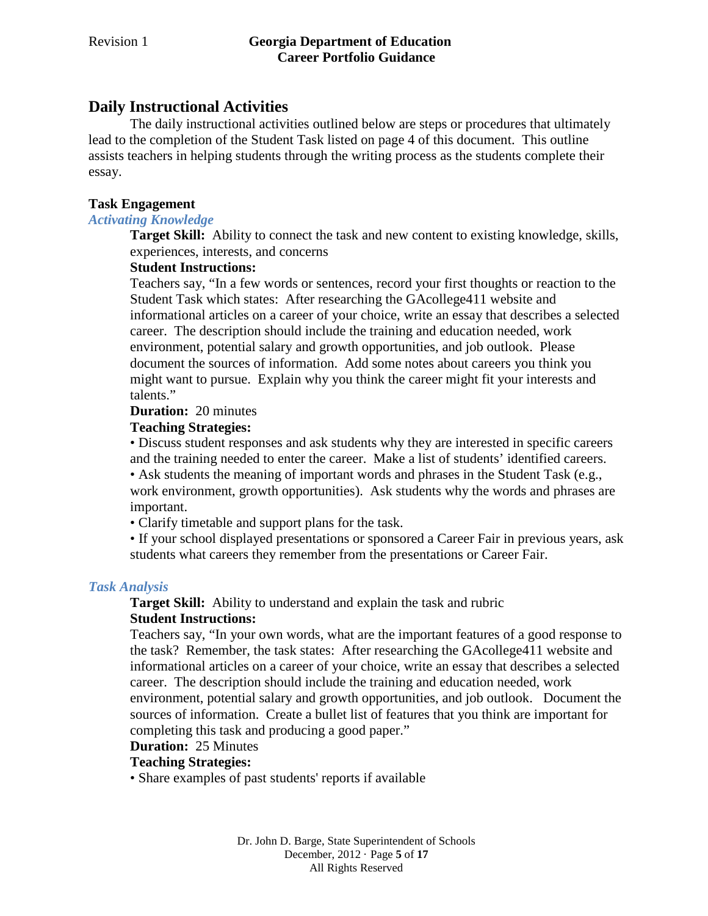## Daily Instructional Activities

The daily instructional activities outlined below are steps or procedures that ultimately lead to the completion of the Student Task listed on page 4 of this document. This outline assists teachers in helping students through the writing process as the students complete their essay.

### Task Engagement

#### *Activating Knowledge*

**Target Skill:** Ability to connect the task and new content to existing knowledge, skills, experiences, interests, and concerns

**Student Instructions:**

Teachers say, "In a few words or sentences, record your first thoughts or reaction to the Student Task which states: After researching the GAcollege411 website and informational articles on a career of your choice, write an essay that describes a selected career. The description should include the training and education needed, work environment, potential salary and growth opportunities, and job outlook. Please document the sources of information. Add some notes about careers you think you might want to pursue. Explain why you think the career might fit your interests and talents."

**Duration:** 20 minutes

**Teaching Strategies:**

- Discuss student responses and ask students why they are interested in specific careers and the training needed to enter the career. Make a list of students' identified careers.
- Ask students the meaning of important words and phrases in the Student Task (e.g., work environment, growth opportunities). Ask students why the words and phrases are important.
- Clarify timetable and support plans for the task.
- If your school displayed presentations or sponsored a Career Fair in previous years, ask students what careers they remember from the presentations or Career Fair.

#### *Task Analysis*

**Target Skill:** Ability to understand and explain the task and rubric

**Student Instructions:**

Teachers say, "In your own words, what are the important features of a good response to the task? Remember, the task states: After researching the GAcollege411 website and informational articles on a career of your choice, write an essay that describes a selected career. The description should include the training and education needed, work environment, potential salary and growth opportunities, and job outlook. Document the sources of information. Create a bullet list of features that you think are important for completing this task and producing a good paper."

**Duration:** 25 Minutes

**Teaching Strategies:**

- Share examples of past students' reports if available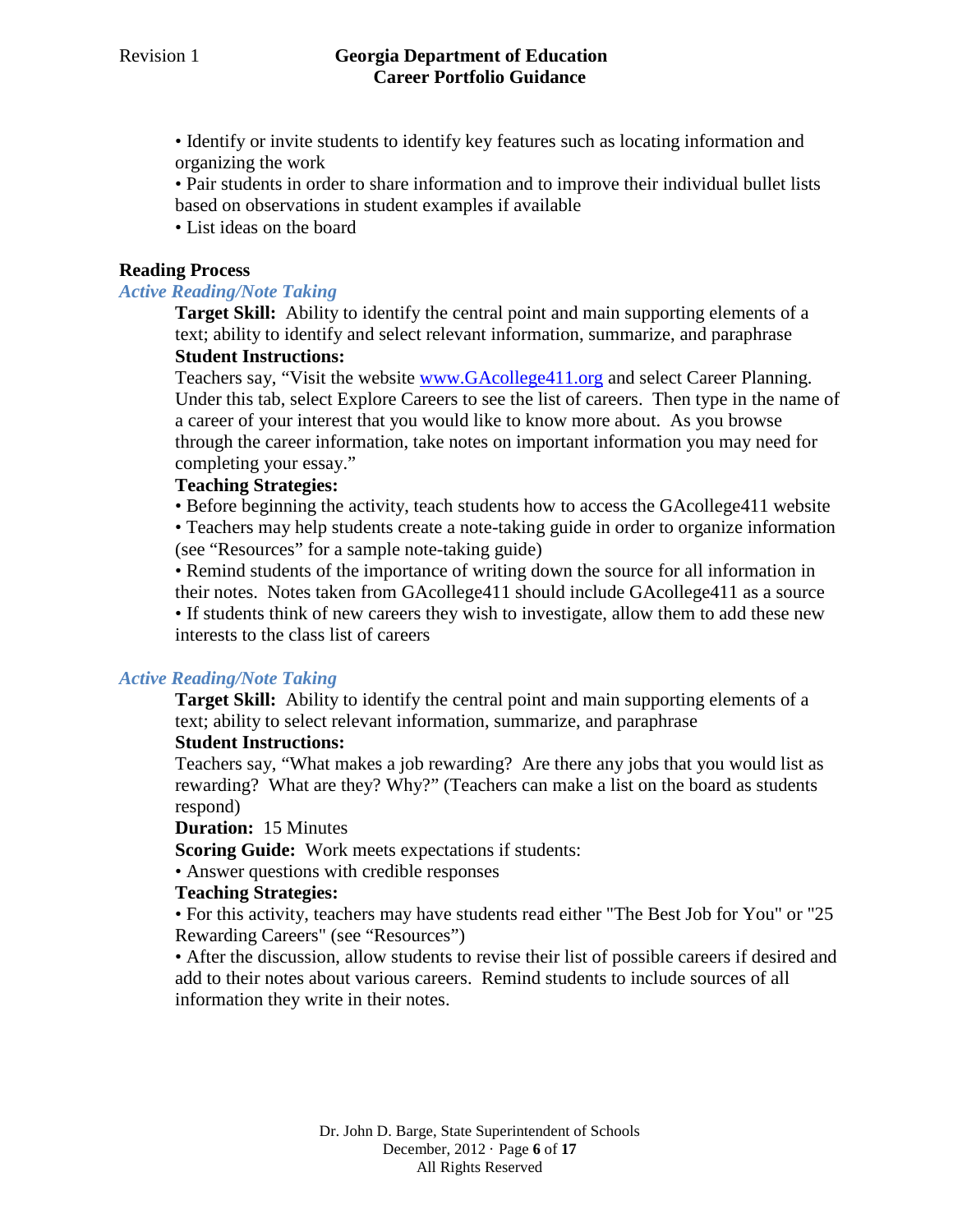- Identify or invite students to identify key features such as locating information and organizing the work
- Pair students in order to share information and to improve their individual bullet lists based on observations in student examples if available
- List ideas on the board

## Reading Process

### *Active Reading/Note Taking*

**Target Skill:** Ability to identify the central point and main supporting elements of a text; ability to identify and select relevant information, summarize, and paraphrase

**Student Instructions:**

Teachers say, "Visit the website [www.GAcollege411.org](http://www.GAcollege411.org) and select Career Planning. Under this tab, select Explore Careers to see the list of careers. Then type in the name of a career of your interest that you would like to know more about. As you browse through the career information, take notes on important information you may need for completing your essay."

**Teaching Strategies:**

- Before beginning the activity, teach students how to access the GAcollege411 website
- Teachers may help students create a note-taking guide in order to organize information (see "Resources" for a sample note-taking guide)
- Remind students of the importance of writing down the source for all information in their notes. Notes taken from GAcollege411 should include GAcollege411 as a source
- If students think of new careers they wish to investigate, allow them to add these new interests to the class list of careers

### *Active Reading/Note Taking*

**Target Skill:** Ability to identify the central point and main supporting elements of a text; ability to select relevant information, summarize, and paraphrase

**Student Instructions:**

Teachers say, "What makes a job rewarding? Are there any jobs that you would list as rewarding? What are they? Why?" (Teachers can make a list on the board as students respond)

**Duration:** 15 Minutes

**Scoring Guide:** Work meets expectations if students:

- Answer questions with credible responses

**Teaching Strategies:**

- For this activity, teachers may have students read either "The Best Job for You" or "25 Rewarding Careers" (see "Resources")
- After the discussion, allow students to revise their list of possible careers if desired and add to their notes about various careers. Remind students to include sources of all information they write in their notes.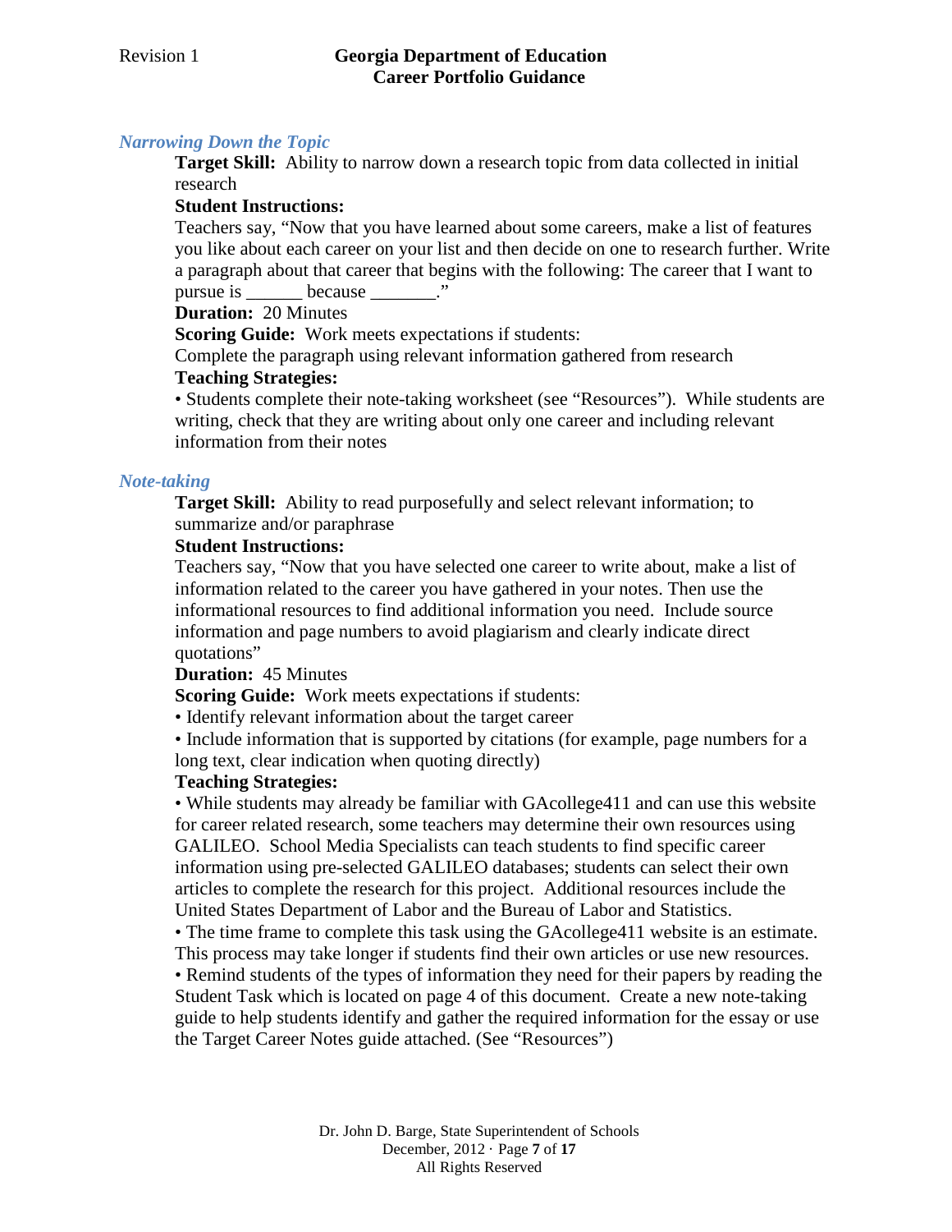### *Narrowing Down the Topic*

**Target Skill:** Ability to narrow down a research topic from data collected in initial research

**Student Instructions:**

Teachers say, "Now that you have learned about some careers, make a list of features you like about each career on your list and then decide on one to research further. Write a paragraph about that career that begins with the following: The career that I want to pursue is ______ because _______."

**Duration:** 20 Minutes

**Scoring Guide:** Work meets expectations if students:

Complete the paragraph using relevant information gathered from research

**Teaching Strategies:**

• Students complete their note-taking worksheet (see "Resources"). While students are writing, check that they are writing about only one career and including relevant information from their notes

### *Note-taking*

**Target Skill:** Ability to read purposefully and select relevant information; to summarize and/or paraphrase

**Student Instructions:**

Teachers say, "Now that you have selected one career to write about, make a list of information related to the career you have gathered in your notes. Then use the informational resources to find additional information you need. Include source information and page numbers to avoid plagiarism and clearly indicate direct quotations"

**Duration:** 45 Minutes

**Scoring Guide:** Work meets expectations if students:

• Identify relevant information about the target career

• Include information that is supported by citations (for example, page numbers for a long text, clear indication when quoting directly)

**Teaching Strategies:**

• While students may already be familiar with GAcollege411 and can use this website for career related research, some teachers may determine their own resources using GALILEO. School Media Specialists can teach students to find specific career information using pre-selected GALILEO databases; students can select their own articles to complete the research for this project. Additional resources include the United States Department of Labor and the Bureau of Labor and Statistics.

• The time frame to complete this task using the GAcollege411 website is an estimate. This process may take longer if students find their own articles or use new resources.

• Remind students of the types of information they need for their papers by reading the Student Task which is located on page 4 of this document. Create a new note-taking guide to help students identify and gather the required information for the essay or use the Target Career Notes guide attached. (See "Resources")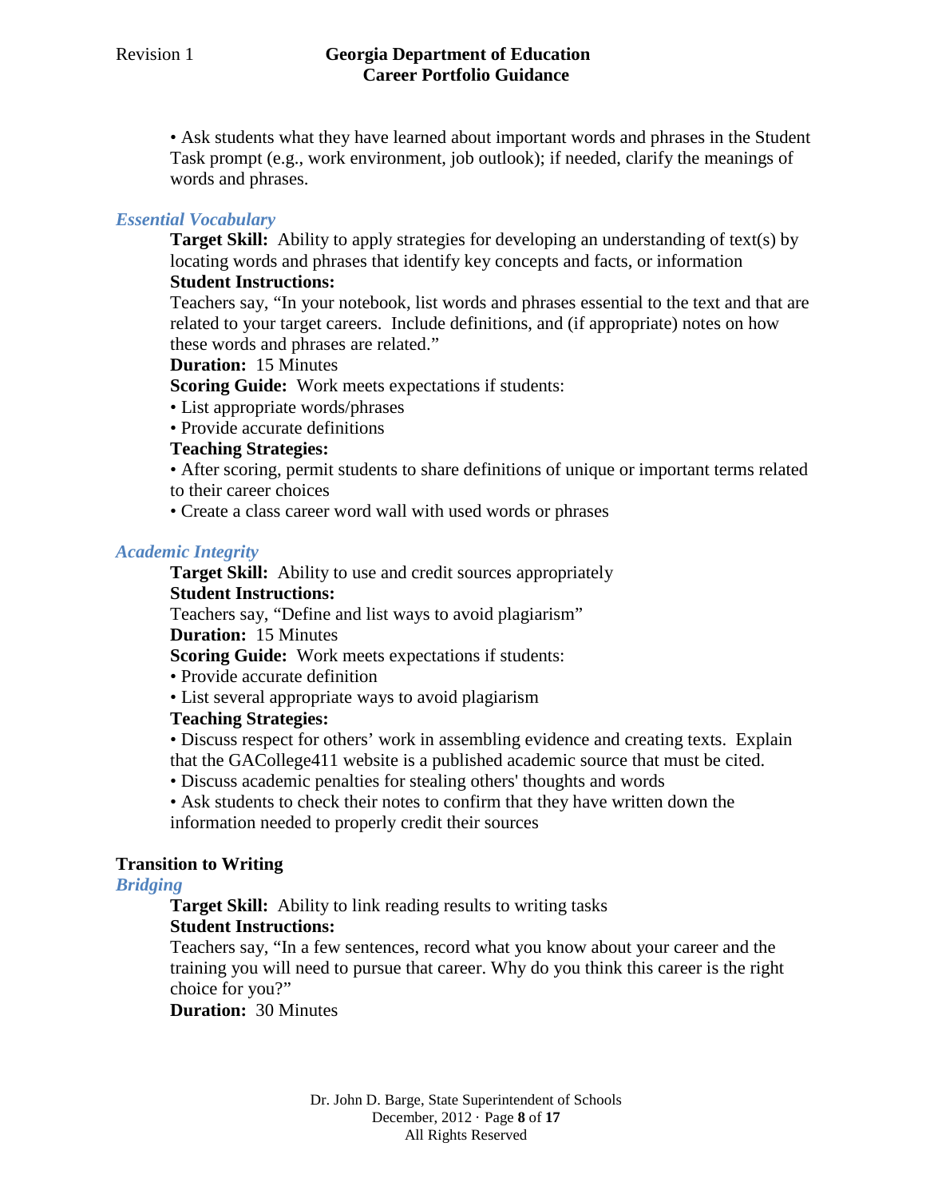• Ask students what they have learned about important words and phrases in the Student Task prompt (e.g., work environment, job outlook); if needed, clarify the meanings of words and phrases.

### *Essential Vocabulary*

**Target Skill:** Ability to apply strategies for developing an understanding of text(s) by locating words and phrases that identify key concepts and facts, or information

**Student Instructions:**

Teachers say, "In your notebook, list words and phrases essential to the text and that are related to your target careers. Include definitions, and (if appropriate) notes on how these words and phrases are related."

**Duration:** 15 Minutes

**Scoring Guide:** Work meets expectations if students:

- List appropriate words/phrases
- Provide accurate definitions

**Teaching Strategies:**

- After scoring, permit students to share definitions of unique or important terms related to their career choices
- Create a class career word wall with used words or phrases

### *Academic Integrity*

**Target Skill:** Ability to use and credit sources appropriately

**Student Instructions:**

Teachers say, "Define and list ways to avoid plagiarism"

**Duration:** 15 Minutes

**Scoring Guide:** Work meets expectations if students:

- Provide accurate definition
- List several appropriate ways to avoid plagiarism

**Teaching Strategies:**

- Discuss respect for others' work in assembling evidence and creating texts. Explain that the GACollege411 website is a published academic source that must be cited.
- Discuss academic penalties for stealing others' thoughts and words
- Ask students to check their notes to confirm that they have written down the information needed to properly credit their sources

## Transition to Writing

### *Bridging*

**Target Skill:** Ability to link reading results to writing tasks

**Student Instructions:**

Teachers say, "In a few sentences, record what you know about your career and the training you will need to pursue that career. Why do you think this career is the right choice for you?"

**Duration:** 30 Minutes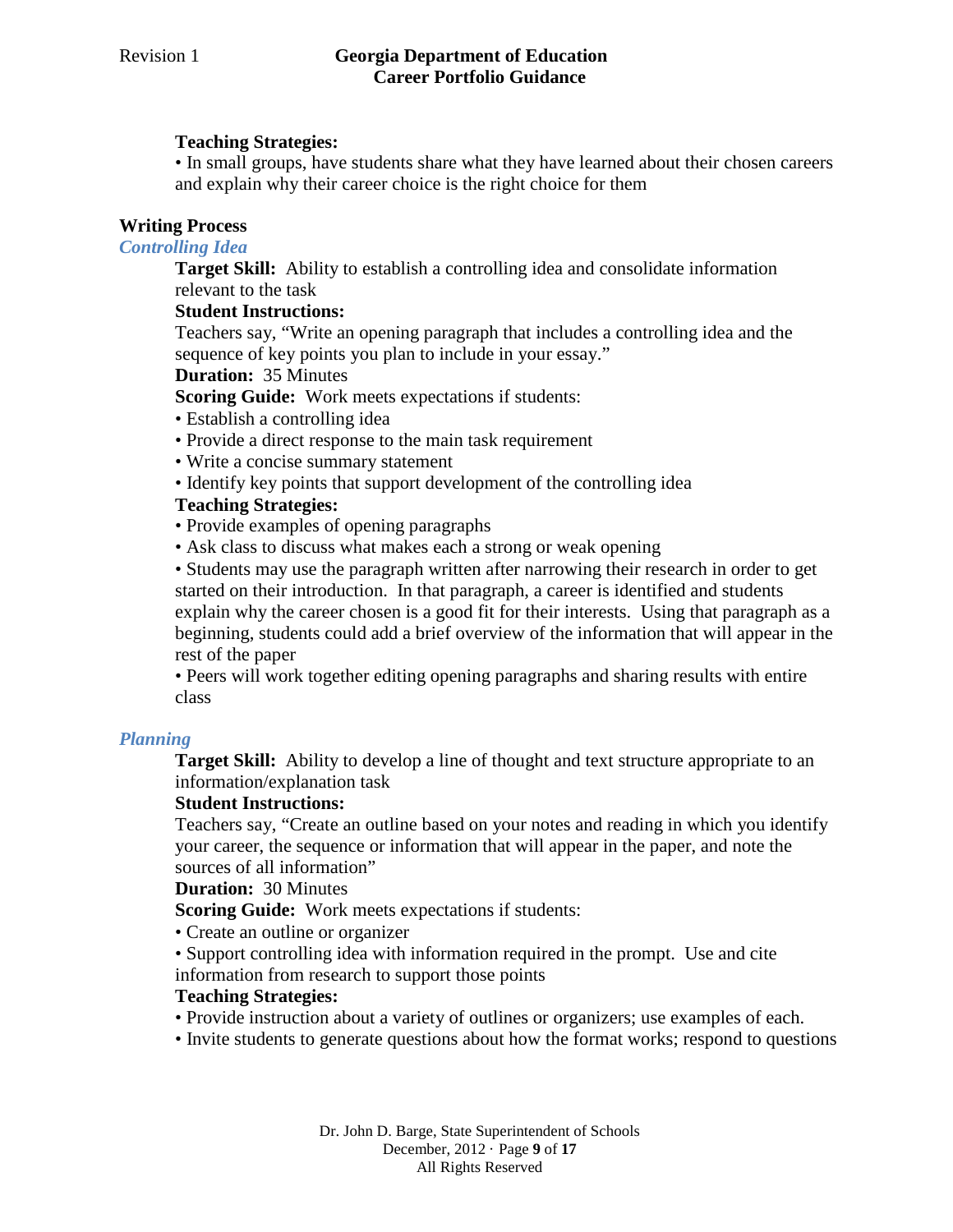**Teaching Strategies:**

• In small groups, have students share what they have learned about their chosen careers and explain why their career choice is the right choice for them

## Writing Process

### *Controlling Idea*

**Target Skill:** Ability to establish a controlling idea and consolidate information relevant to the task

**Student Instructions:**

Teachers say, "Write an opening paragraph that includes a controlling idea and the sequence of key points you plan to include in your essay."

**Duration:** 35 Minutes

**Scoring Guide:** Work meets expectations if students:

• Establish a controlling idea
• Provide a direct response to the main task requirement
• Write a concise summary statement
• Identify key points that support development of the controlling idea

**Teaching Strategies:**

• Provide examples of opening paragraphs
• Ask class to discuss what makes each a strong or weak opening
• Students may use the paragraph written after narrowing their research in order to get started on their introduction. In that paragraph, a career is identified and students explain why the career chosen is a good fit for their interests. Using that paragraph as a beginning, students could add a brief overview of the information that will appear in the rest of the paper
• Peers will work together editing opening paragraphs and sharing results with entire class

### *Planning*

**Target Skill:** Ability to develop a line of thought and text structure appropriate to an information/explanation task

**Student Instructions:**

Teachers say, "Create an outline based on your notes and reading in which you identify your career, the sequence or information that will appear in the paper, and note the sources of all information"

**Duration:** 30 Minutes

**Scoring Guide:** Work meets expectations if students:

• Create an outline or organizer
• Support controlling idea with information required in the prompt. Use and cite information from research to support those points

**Teaching Strategies:**

• Provide instruction about a variety of outlines or organizers; use examples of each.
• Invite students to generate questions about how the format works; respond to questions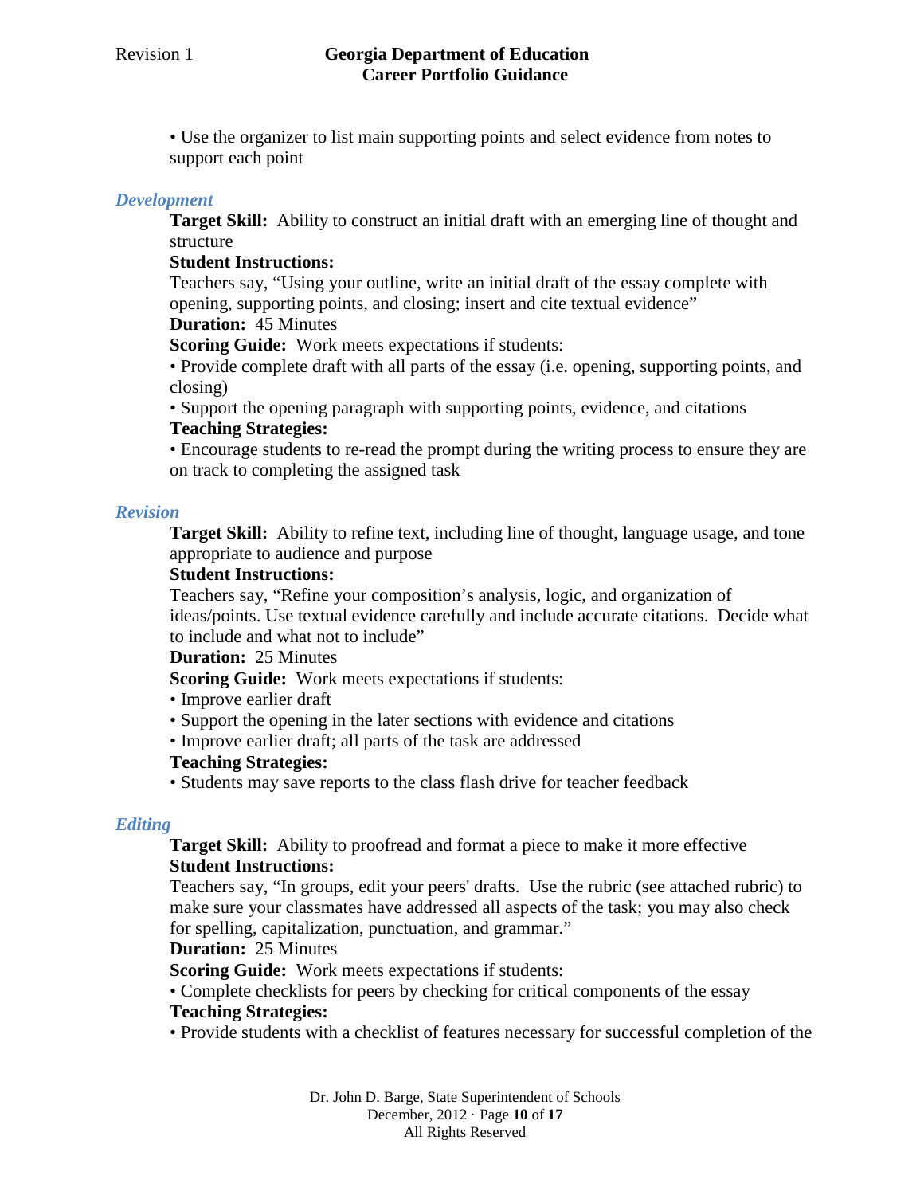• Use the organizer to list main supporting points and select evidence from notes to support each point

### *Development*

**Target Skill:** Ability to construct an initial draft with an emerging line of thought and structure

**Student Instructions:**

Teachers say, "Using your outline, write an initial draft of the essay complete with opening, supporting points, and closing; insert and cite textual evidence"

**Duration:** 45 Minutes

**Scoring Guide:** Work meets expectations if students:

• Provide complete draft with all parts of the essay (i.e. opening, supporting points, and closing)

• Support the opening paragraph with supporting points, evidence, and citations

**Teaching Strategies:**

• Encourage students to re-read the prompt during the writing process to ensure they are on track to completing the assigned task

### *Revision*

**Target Skill:** Ability to refine text, including line of thought, language usage, and tone appropriate to audience and purpose

**Student Instructions:**

Teachers say, "Refine your composition's analysis, logic, and organization of ideas/points. Use textual evidence carefully and include accurate citations. Decide what to include and what not to include"

**Duration:** 25 Minutes

**Scoring Guide:** Work meets expectations if students:

• Improve earlier draft

• Support the opening in the later sections with evidence and citations

• Improve earlier draft; all parts of the task are addressed

**Teaching Strategies:**

• Students may save reports to the class flash drive for teacher feedback

### *Editing*

**Target Skill:** Ability to proofread and format a piece to make it more effective

**Student Instructions:**

Teachers say, "In groups, edit your peers' drafts. Use the rubric (see attached rubric) to make sure your classmates have addressed all aspects of the task; you may also check for spelling, capitalization, punctuation, and grammar."

**Duration:** 25 Minutes

**Scoring Guide:** Work meets expectations if students:

• Complete checklists for peers by checking for critical components of the essay

**Teaching Strategies:**

• Provide students with a checklist of features necessary for successful completion of the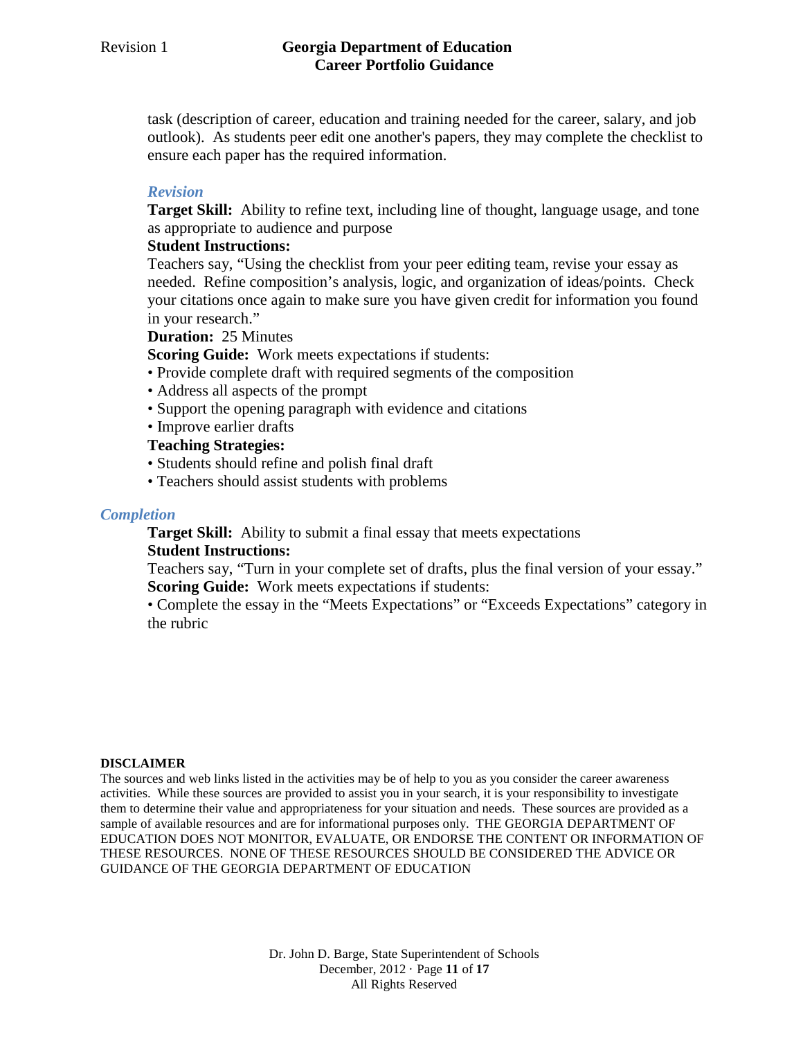task (description of career, education and training needed for the career, salary, and job outlook). As students peer edit one another's papers, they may complete the checklist to ensure each paper has the required information.

### *Revision*

**Target Skill:** Ability to refine text, including line of thought, language usage, and tone as appropriate to audience and purpose

**Student Instructions:**

Teachers say, "Using the checklist from your peer editing team, revise your essay as needed. Refine composition's analysis, logic, and organization of ideas/points. Check your citations once again to make sure you have given credit for information you found in your research."

**Duration:** 25 Minutes

**Scoring Guide:** Work meets expectations if students:

- Provide complete draft with required segments of the composition
- Address all aspects of the prompt
- Support the opening paragraph with evidence and citations
- Improve earlier drafts

**Teaching Strategies:**

- Students should refine and polish final draft
- Teachers should assist students with problems

## *Completion*

**Target Skill:** Ability to submit a final essay that meets expectations

**Student Instructions:**

Teachers say, "Turn in your complete set of drafts, plus the final version of your essay."

**Scoring Guide:** Work meets expectations if students:

- Complete the essay in the "Meets Expectations" or "Exceeds Expectations" category in the rubric

**DISCLAIMER**

The sources and web links listed in the activities may be of help to you as you consider the career awareness activities. While these sources are provided to assist you in your search, it is your responsibility to investigate them to determine their value and appropriateness for your situation and needs. These sources are provided as a sample of available resources and are for informational purposes only. THE GEORGIA DEPARTMENT OF EDUCATION DOES NOT MONITOR, EVALUATE, OR ENDORSE THE CONTENT OR INFORMATION OF THESE RESOURCES. NONE OF THESE RESOURCES SHOULD BE CONSIDERED THE ADVICE OR GUIDANCE OF THE GEORGIA DEPARTMENT OF EDUCATION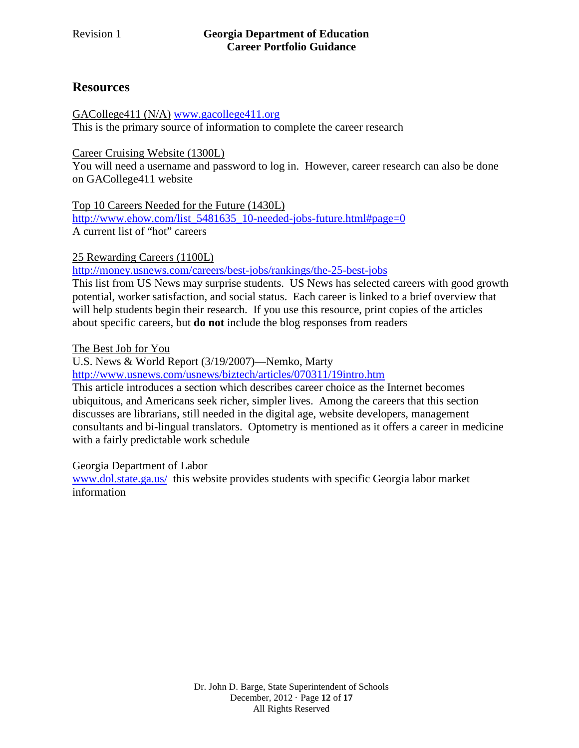## Resources

GACollege411 (N/A) www.gacollege411.org
This is the primary source of information to complete the career research

Career Cruising Website (1300L)
You will need a username and password to log in. However, career research can also be done on GACollege411 website

Top 10 Careers Needed for the Future (1430L)
http://www.ehow.com/list_5481635_10-needed-jobs-future.html#page=0
A current list of "hot" careers

25 Rewarding Careers (1100L)
http://money.usnews.com/careers/best-jobs/rankings/the-25-best-jobs
This list from US News may surprise students. US News has selected careers with good growth potential, worker satisfaction, and social status. Each career is linked to a brief overview that will help students begin their research. If you use this resource, print copies of the articles about specific careers, but **do not** include the blog responses from readers

The Best Job for You
U.S. News & World Report (3/19/2007)—Nemko, Marty
http://www.usnews.com/usnews/biztech/articles/070311/19intro.htm
This article introduces a section which describes career choice as the Internet becomes ubiquitous, and Americans seek richer, simpler lives. Among the careers that this section discusses are librarians, still needed in the digital age, website developers, management consultants and bi-lingual translators. Optometry is mentioned as it offers a career in medicine with a fairly predictable work schedule

Georgia Department of Labor
www.dol.state.ga.us/ this website provides students with specific Georgia labor market information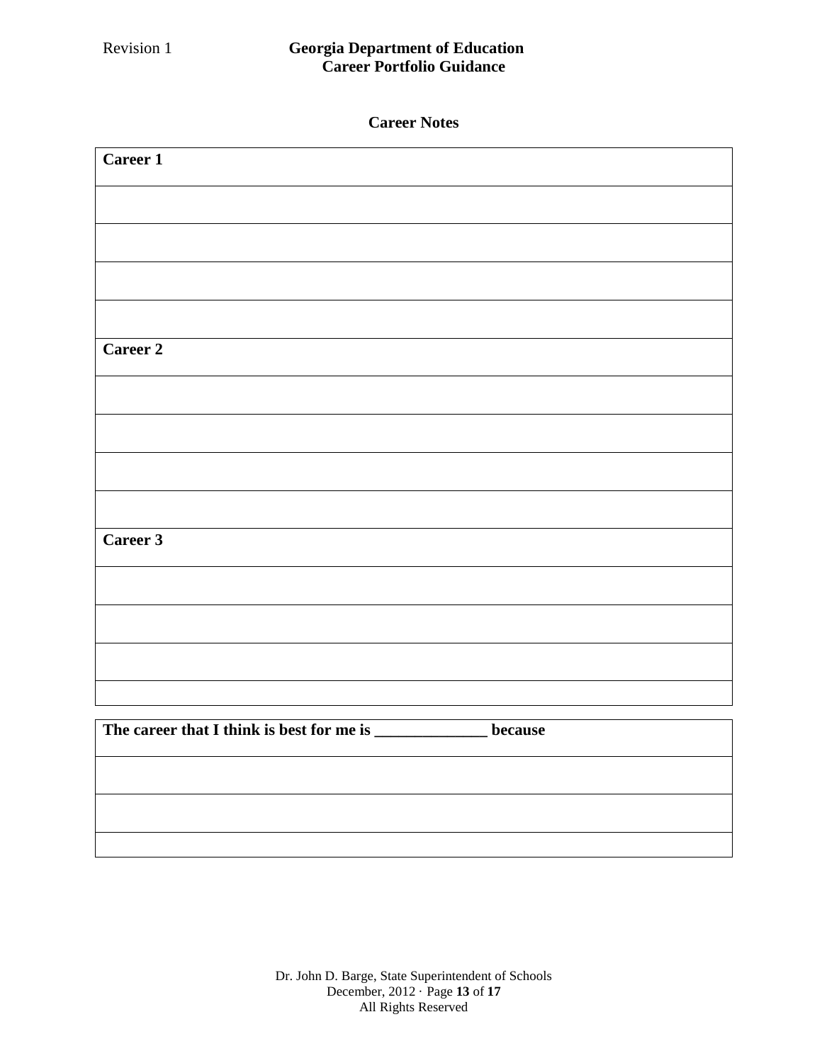## Career Notes

| Career 1 |
|---|
| |
| |
| |
| |
| **Career 2** |
| |
| |
| |
| |
| **Career 3** |
| |
| |
| |
| |

| The career that I think is best for me is ______________ because |
|---|
| |
| |
| |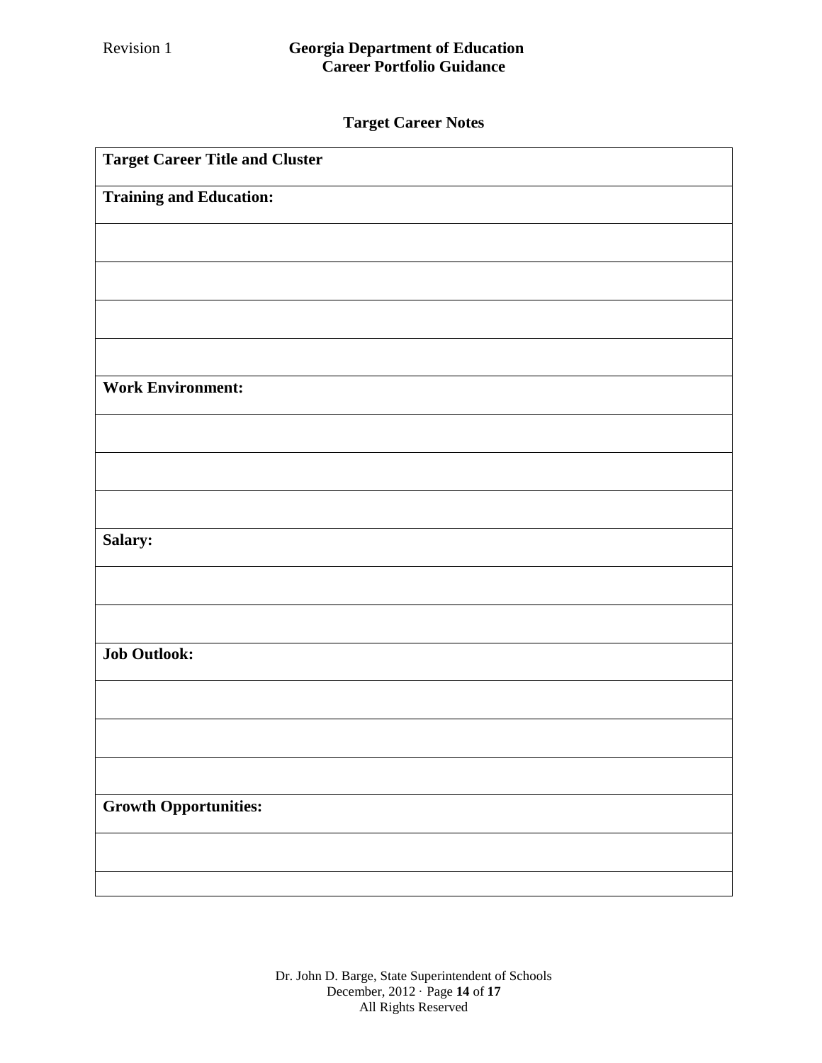## Target Career Notes

| **Target Career Title and Cluster** |
|---|
| **Training and Education:** |
| |
| |
| |
| |
| **Work Environment:** |
| |
| |
| |
| **Salary:** |
| |
| |
| **Job Outlook:** |
| |
| |
| |
| **Growth Opportunities:** |
| |
| |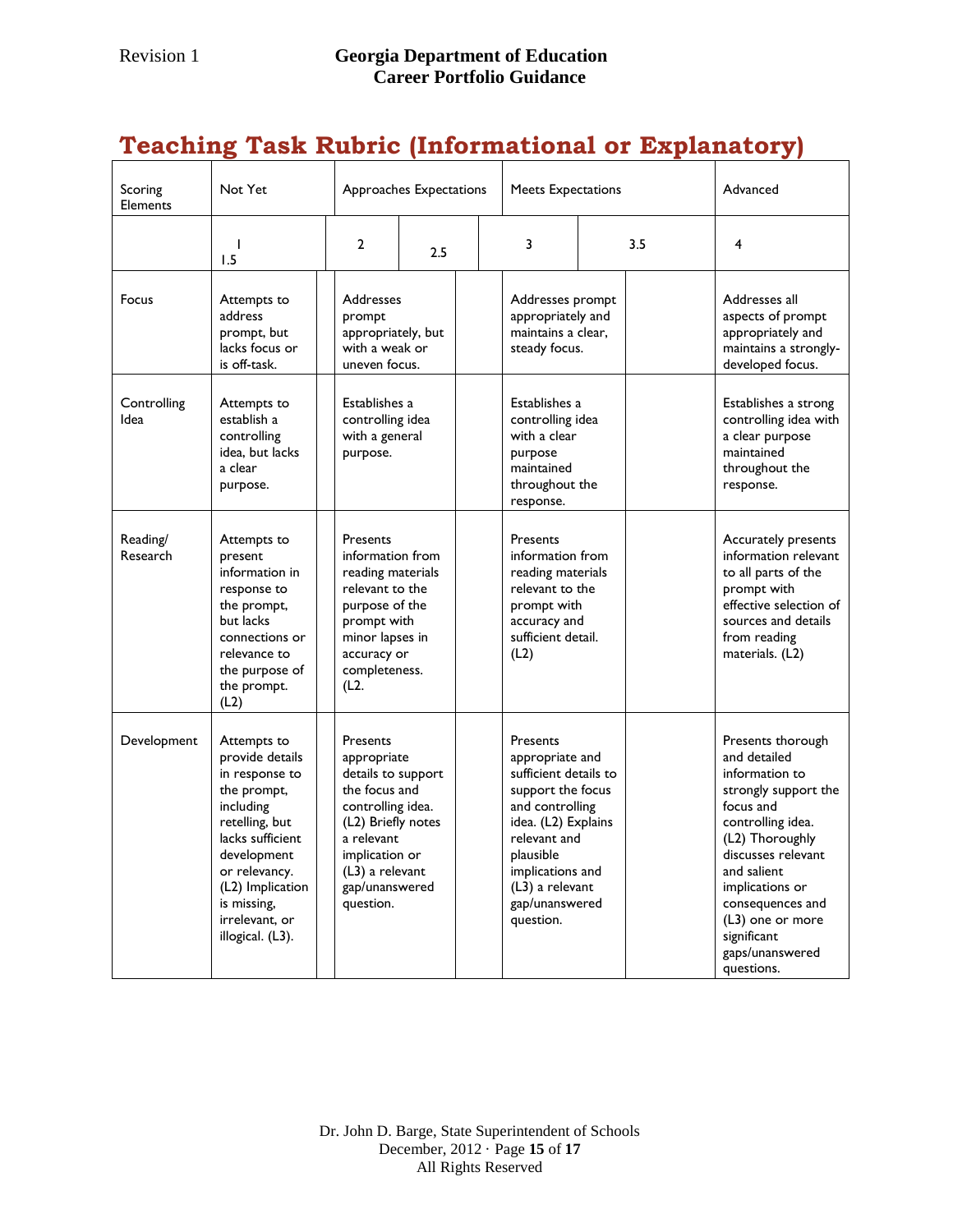# Teaching Task Rubric (Informational or Explanatory)

| Scoring Elements | Not Yet | | Approaches Expectations | | Meets Expectations | | Advanced |
|---|---|---|---|---|---|---|---|
| | 1 | 1.5 | 2 | 2.5 | 3 | 3.5 | 4 |
| Focus | Attempts to address prompt, but lacks focus or is off-task. | | Addresses prompt appropriately, but with a weak or uneven focus. | | Addresses prompt appropriately and maintains a clear, steady focus. | | Addresses all aspects of prompt appropriately and maintains a strongly-developed focus. |
| Controlling Idea | Attempts to establish a controlling idea, but lacks a clear purpose. | | Establishes a controlling idea with a general purpose. | | Establishes a controlling idea with a clear purpose maintained throughout the response. | | Establishes a strong controlling idea with a clear purpose maintained throughout the response. |
| Reading/ Research | Attempts to present information in response to the prompt, but lacks connections or relevance to the purpose of the prompt. (L2) | | Presents information from reading materials relevant to the purpose of the prompt with minor lapses in accuracy or completeness. (L2. | | Presents information from reading materials relevant to the prompt with accuracy and sufficient detail. (L2) | | Accurately presents information relevant to all parts of the prompt with effective selection of sources and details from reading materials. (L2) |
| Development | Attempts to provide details in response to the prompt, including retelling, but lacks sufficient development or relevancy. (L2) Implication is missing, irrelevant, or illogical. (L3). | | Presents appropriate details to support the focus and controlling idea. (L2) Briefly notes a relevant implication or (L3) a relevant gap/unanswered question. | | Presents appropriate and sufficient details to support the focus and controlling idea. (L2) Explains relevant and plausible implications and (L3) a relevant gap/unanswered question. | | Presents thorough and detailed information to strongly support the focus and controlling idea. (L2) Thoroughly discusses relevant and salient implications or consequences and (L3) one or more significant gaps/unanswered questions. |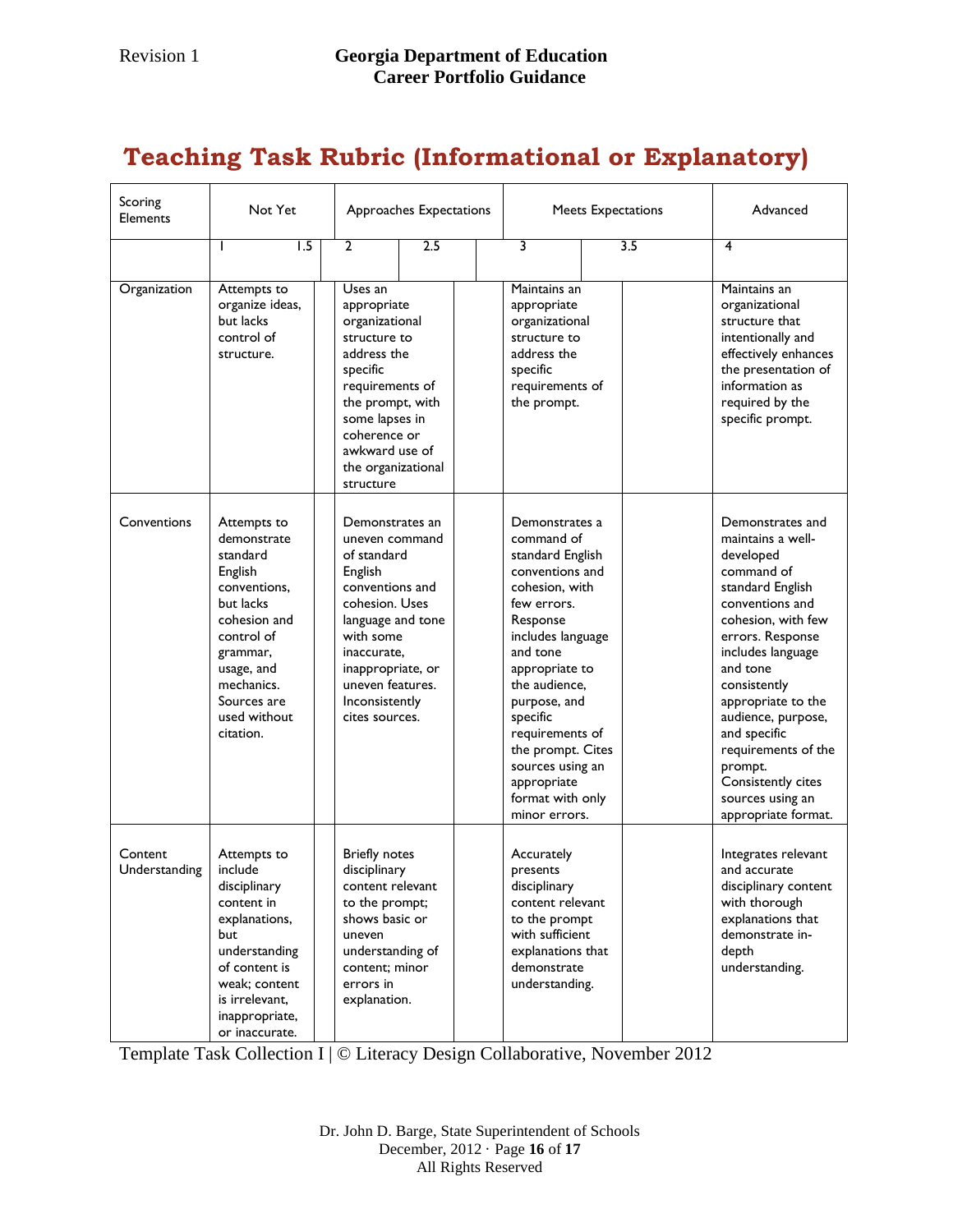# Teaching Task Rubric (Informational or Explanatory)

| Scoring Elements | Not Yet | | Approaches Expectations | | Meets Expectations | | Advanced |
|---|---|---|---|---|---|---|---|
| | 1 | 1.5 | 2 | 2.5 | 3 | 3.5 | 4 |
| Organization | Attempts to organize ideas, but lacks control of structure. | | Uses an appropriate organizational structure to address the specific requirements of the prompt, with some lapses in coherence or awkward use of the organizational structure | | Maintains an appropriate organizational structure to address the specific requirements of the prompt. | | Maintains an organizational structure that intentionally and effectively enhances the presentation of information as required by the specific prompt. |
| Conventions | Attempts to demonstrate standard English conventions, but lacks cohesion and control of grammar, usage, and mechanics. Sources are used without citation. | | Demonstrates an uneven command of standard English conventions and cohesion. Uses language and tone with some inaccurate, inappropriate, or uneven features. Inconsistently cites sources. | | Demonstrates a command of standard English conventions and cohesion, with few errors. Response includes language and tone appropriate to the audience, purpose, and specific requirements of the prompt. Cites sources using an appropriate format with only minor errors. | | Demonstrates and maintains a well-developed command of standard English conventions and cohesion, with few errors. Response includes language and tone consistently appropriate to the audience, purpose, and specific requirements of the prompt. Consistently cites sources using an appropriate format. |
| Content Understanding | Attempts to include disciplinary content in explanations, but understanding of content is weak; content is irrelevant, inappropriate, or inaccurate. | | Briefly notes disciplinary content relevant to the prompt; shows basic or uneven understanding of content; minor errors in explanation. | | Accurately presents disciplinary content relevant to the prompt with sufficient explanations that demonstrate understanding. | | Integrates relevant and accurate disciplinary content with thorough explanations that demonstrate in-depth understanding. |

Template Task Collection I | © Literacy Design Collaborative, November 2012